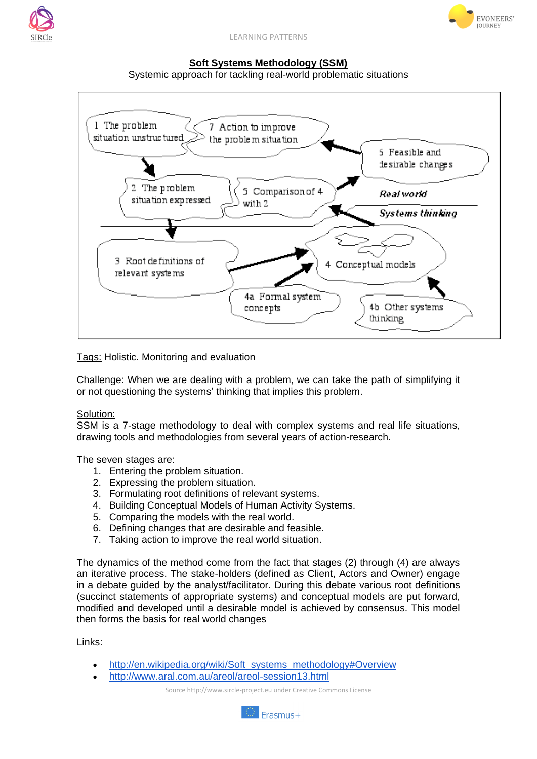# Soft Systems Methodology (SSM)

Systemic approach for tackling real-world problematic situations

1 The problem situation unstructured

7 Action to improve the problem situation

5 Feasible and desirable changes

2 The problem situation expressed

5 Comparison of 4 with 2

Real world

Systems thinking

3 Root definitions of relevant systems

4 Conceptual models

4a Formal system concepts

4b Other systems thinking

Tags: Holistic. Monitoring and evaluation

Challenge: When we are dealing with a problem, we can take the path of simplifying it or not questioning the systems' thinking that implies this problem.

Solution:
SSM is a 7-stage methodology to deal with complex systems and real life situations, drawing tools and methodologies from several years of action-research.

The seven stages are:

1. Entering the problem situation.
2. Expressing the problem situation.
3. Formulating root definitions of relevant systems.
4. Building Conceptual Models of Human Activity Systems.
5. Comparing the models with the real world.
6. Defining changes that are desirable and feasible.
7. Taking action to improve the real world situation.

The dynamics of the method come from the fact that stages (2) through (4) are always an iterative process. The stake-holders (defined as Client, Actors and Owner) engage in a debate guided by the analyst/facilitator. During this debate various root definitions (succinct statements of appropriate systems) and conceptual models are put forward, modified and developed until a desirable model is achieved by consensus. This model then forms the basis for real world changes

Links:

- http://en.wikipedia.org/wiki/Soft_systems_methodology#Overview
- http://www.aral.com.au/areol/areol-session13.html

Source http://www.sircle-project.eu under Creative Commons License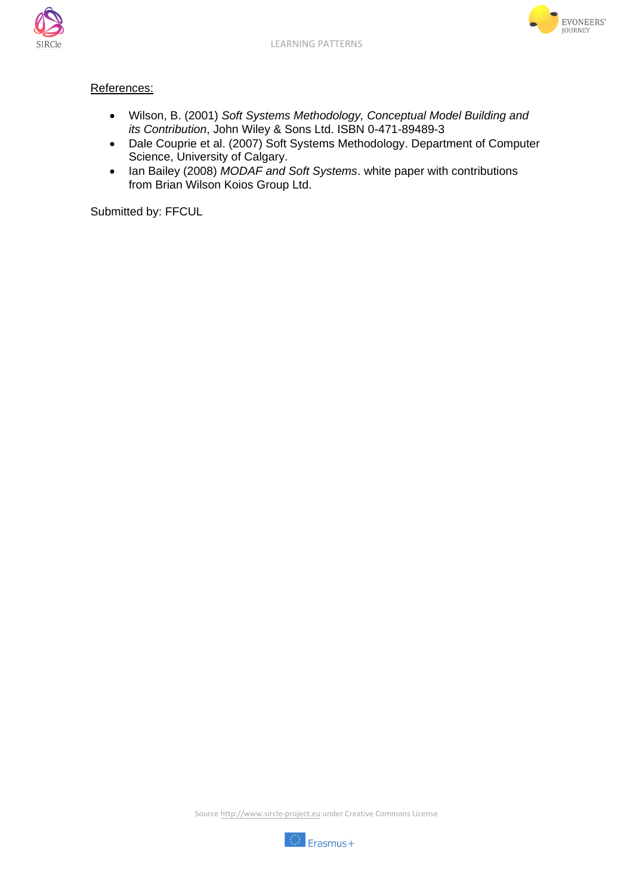References:

- Wilson, B. (2001) *Soft Systems Methodology, Conceptual Model Building and its Contribution*, John Wiley & Sons Ltd. ISBN 0-471-89489-3
- Dale Couprie et al. (2007) Soft Systems Methodology. Department of Computer Science, University of Calgary.
- Ian Bailey (2008) *MODAF and Soft Systems*. white paper with contributions from Brian Wilson Koios Group Ltd.

Submitted by: FFCUL